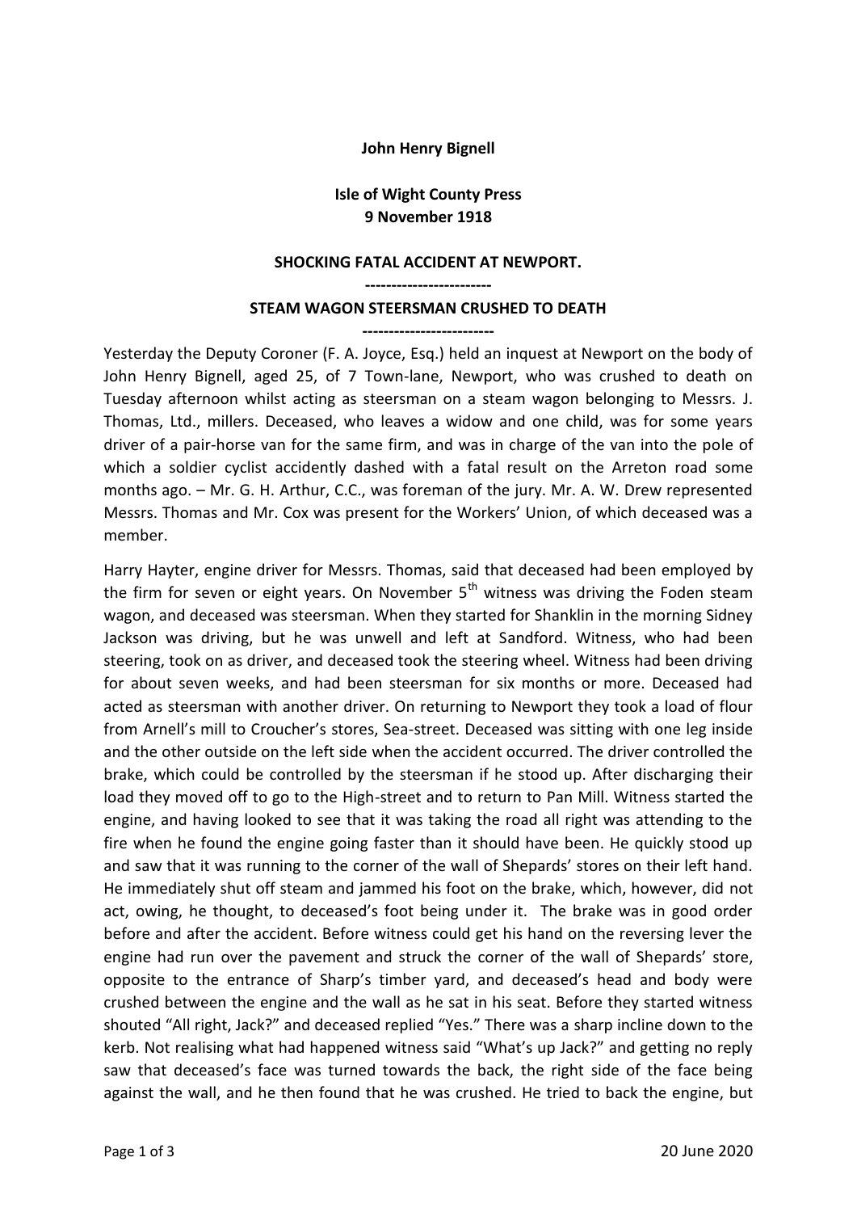**John Henry Bignell**

**Isle of Wight County Press**
**9 November 1918**

**SHOCKING FATAL ACCIDENT AT NEWPORT.**

**------------------------**

**STEAM WAGON STEERSMAN CRUSHED TO DEATH**

**-------------------------**

Yesterday the Deputy Coroner (F. A. Joyce, Esq.) held an inquest at Newport on the body of John Henry Bignell, aged 25, of 7 Town-lane, Newport, who was crushed to death on Tuesday afternoon whilst acting as steersman on a steam wagon belonging to Messrs. J. Thomas, Ltd., millers. Deceased, who leaves a widow and one child, was for some years driver of a pair-horse van for the same firm, and was in charge of the van into the pole of which a soldier cyclist accidently dashed with a fatal result on the Arreton road some months ago. – Mr. G. H. Arthur, C.C., was foreman of the jury. Mr. A. W. Drew represented Messrs. Thomas and Mr. Cox was present for the Workers' Union, of which deceased was a member.

Harry Hayter, engine driver for Messrs. Thomas, said that deceased had been employed by the firm for seven or eight years. On November 5th witness was driving the Foden steam wagon, and deceased was steersman. When they started for Shanklin in the morning Sidney Jackson was driving, but he was unwell and left at Sandford. Witness, who had been steering, took on as driver, and deceased took the steering wheel. Witness had been driving for about seven weeks, and had been steersman for six months or more. Deceased had acted as steersman with another driver. On returning to Newport they took a load of flour from Arnell's mill to Croucher's stores, Sea-street. Deceased was sitting with one leg inside and the other outside on the left side when the accident occurred. The driver controlled the brake, which could be controlled by the steersman if he stood up. After discharging their load they moved off to go to the High-street and to return to Pan Mill. Witness started the engine, and having looked to see that it was taking the road all right was attending to the fire when he found the engine going faster than it should have been. He quickly stood up and saw that it was running to the corner of the wall of Shepards' stores on their left hand. He immediately shut off steam and jammed his foot on the brake, which, however, did not act, owing, he thought, to deceased's foot being under it. The brake was in good order before and after the accident. Before witness could get his hand on the reversing lever the engine had run over the pavement and struck the corner of the wall of Shepards' store, opposite to the entrance of Sharp's timber yard, and deceased's head and body were crushed between the engine and the wall as he sat in his seat. Before they started witness shouted "All right, Jack?" and deceased replied "Yes." There was a sharp incline down to the kerb. Not realising what had happened witness said "What's up Jack?" and getting no reply saw that deceased's face was turned towards the back, the right side of the face being against the wall, and he then found that he was crushed. He tried to back the engine, but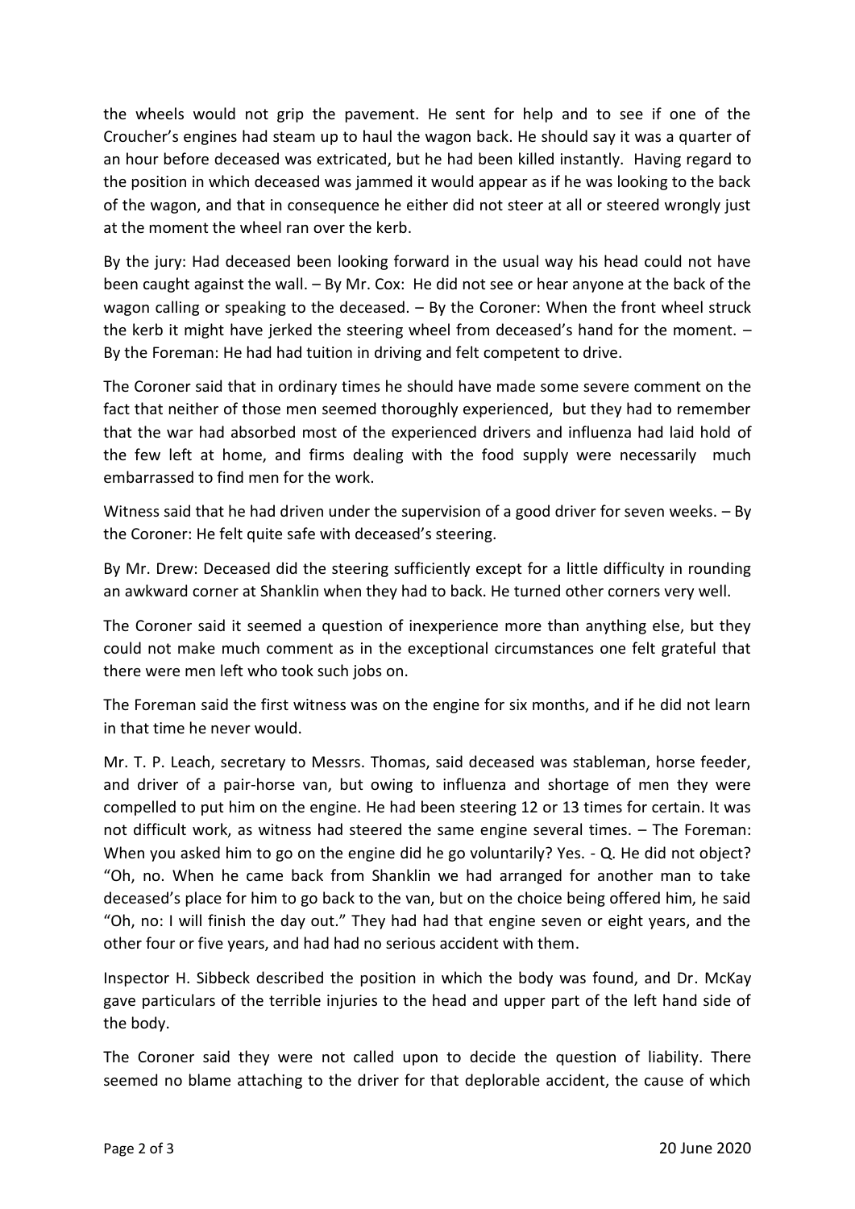the wheels would not grip the pavement. He sent for help and to see if one of the Croucher's engines had steam up to haul the wagon back. He should say it was a quarter of an hour before deceased was extricated, but he had been killed instantly. Having regard to the position in which deceased was jammed it would appear as if he was looking to the back of the wagon, and that in consequence he either did not steer at all or steered wrongly just at the moment the wheel ran over the kerb.

By the jury: Had deceased been looking forward in the usual way his head could not have been caught against the wall. – By Mr. Cox: He did not see or hear anyone at the back of the wagon calling or speaking to the deceased. – By the Coroner: When the front wheel struck the kerb it might have jerked the steering wheel from deceased's hand for the moment. – By the Foreman: He had had tuition in driving and felt competent to drive.

The Coroner said that in ordinary times he should have made some severe comment on the fact that neither of those men seemed thoroughly experienced, but they had to remember that the war had absorbed most of the experienced drivers and influenza had laid hold of the few left at home, and firms dealing with the food supply were necessarily much embarrassed to find men for the work.

Witness said that he had driven under the supervision of a good driver for seven weeks. – By the Coroner: He felt quite safe with deceased's steering.

By Mr. Drew: Deceased did the steering sufficiently except for a little difficulty in rounding an awkward corner at Shanklin when they had to back. He turned other corners very well.

The Coroner said it seemed a question of inexperience more than anything else, but they could not make much comment as in the exceptional circumstances one felt grateful that there were men left who took such jobs on.

The Foreman said the first witness was on the engine for six months, and if he did not learn in that time he never would.

Mr. T. P. Leach, secretary to Messrs. Thomas, said deceased was stableman, horse feeder, and driver of a pair-horse van, but owing to influenza and shortage of men they were compelled to put him on the engine. He had been steering 12 or 13 times for certain. It was not difficult work, as witness had steered the same engine several times. – The Foreman: When you asked him to go on the engine did he go voluntarily? Yes. - Q. He did not object? "Oh, no. When he came back from Shanklin we had arranged for another man to take deceased's place for him to go back to the van, but on the choice being offered him, he said "Oh, no: I will finish the day out." They had had that engine seven or eight years, and the other four or five years, and had had no serious accident with them.

Inspector H. Sibbeck described the position in which the body was found, and Dr. McKay gave particulars of the terrible injuries to the head and upper part of the left hand side of the body.

The Coroner said they were not called upon to decide the question of liability. There seemed no blame attaching to the driver for that deplorable accident, the cause of which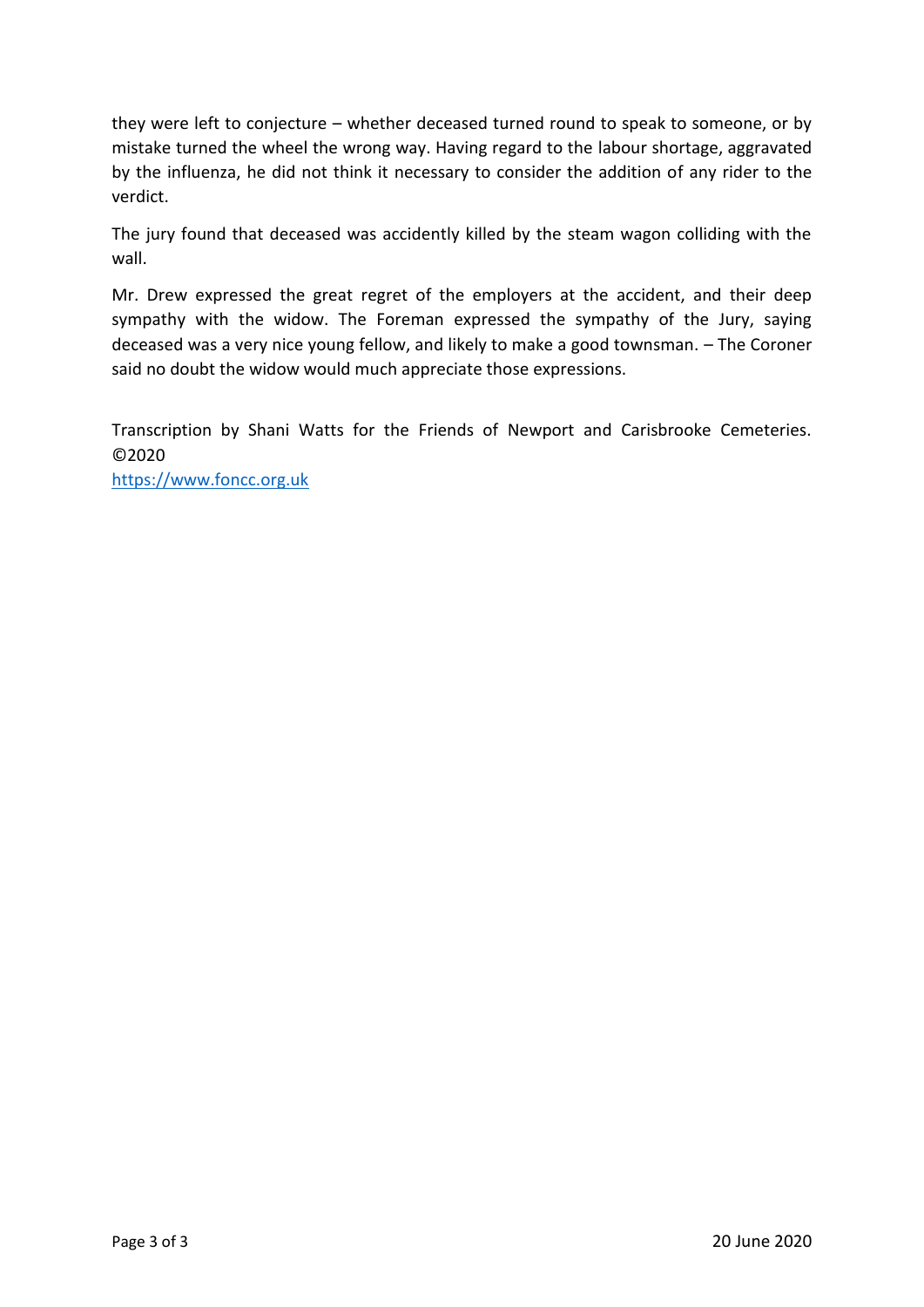they were left to conjecture – whether deceased turned round to speak to someone, or by mistake turned the wheel the wrong way. Having regard to the labour shortage, aggravated by the influenza, he did not think it necessary to consider the addition of any rider to the verdict.

The jury found that deceased was accidently killed by the steam wagon colliding with the wall.

Mr. Drew expressed the great regret of the employers at the accident, and their deep sympathy with the widow. The Foreman expressed the sympathy of the Jury, saying deceased was a very nice young fellow, and likely to make a good townsman. – The Coroner said no doubt the widow would much appreciate those expressions.

Transcription by Shani Watts for the Friends of Newport and Carisbrooke Cemeteries. ©2020
https://www.foncc.org.uk